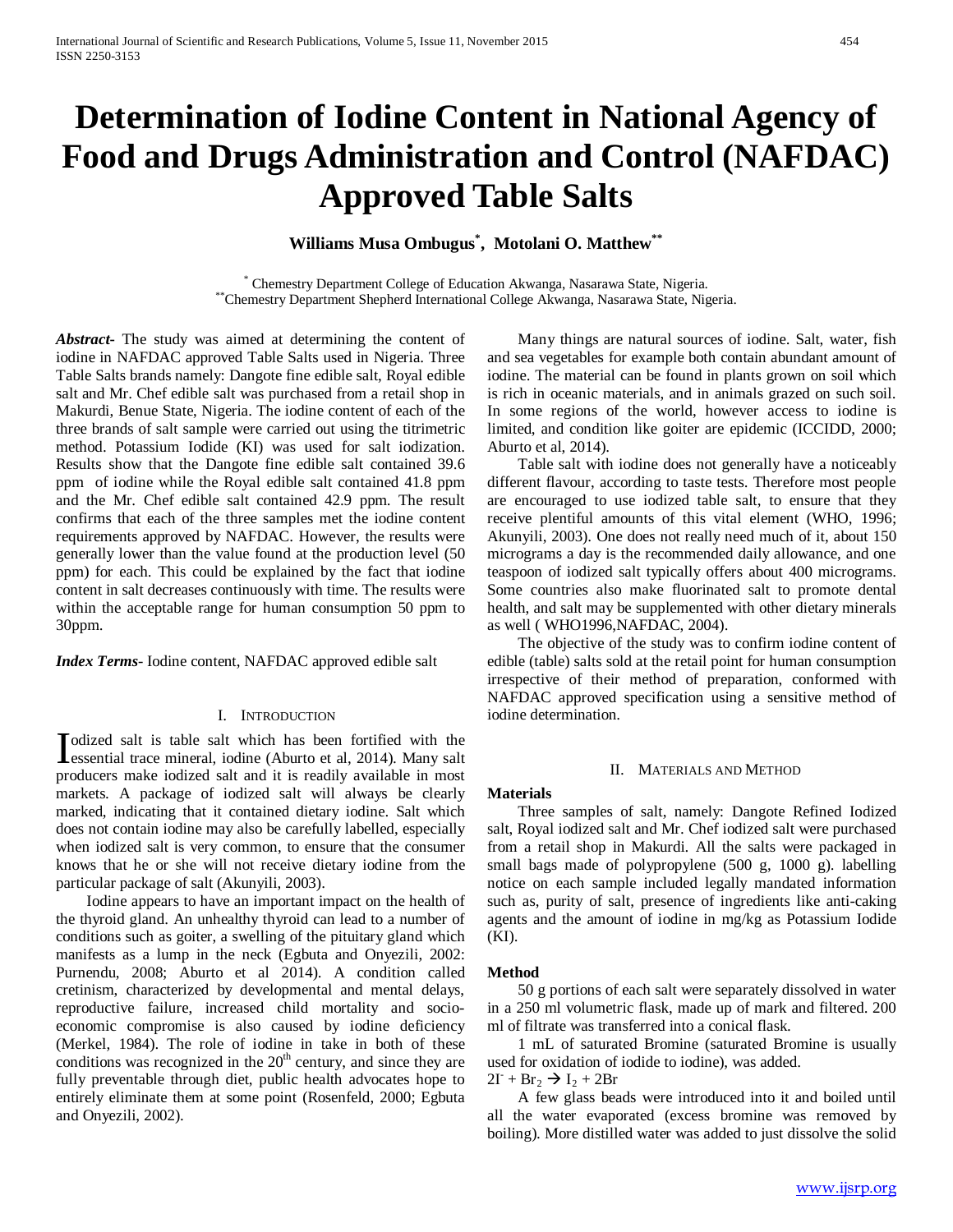# Determination of Iodine Content in National Agency of Food and Drugs Administration and Control (NAFDAC) Approved Table Salts

**Williams Musa Ombugus[*], Motolani O. Matthew[**]**

[*] Chemestry Department College of Education Akwanga, Nasarawa State, Nigeria.
[**] Chemestry Department Shepherd International College Akwanga, Nasarawa State, Nigeria.

***Abstract-*** The study was aimed at determining the content of iodine in NAFDAC approved Table Salts used in Nigeria. Three Table Salts brands namely: Dangote fine edible salt, Royal edible salt and Mr. Chef edible salt was purchased from a retail shop in Makurdi, Benue State, Nigeria. The iodine content of each of the three brands of salt sample were carried out using the titrimetric method. Potassium Iodide (KI) was used for salt iodization. Results show that the Dangote fine edible salt contained 39.6 ppm of iodine while the Royal edible salt contained 41.8 ppm and the Mr. Chef edible salt contained 42.9 ppm. The result confirms that each of the three samples met the iodine content requirements approved by NAFDAC. However, the results were generally lower than the value found at the production level (50 ppm) for each. This could be explained by the fact that iodine content in salt decreases continuously with time. The results were within the acceptable range for human consumption 50 ppm to 30ppm.

***Index Terms-*** Iodine content, NAFDAC approved edible salt

## I. Introduction

Iodized salt is table salt which has been fortified with the essential trace mineral, iodine (Aburto et al, 2014). Many salt producers make iodized salt and it is readily available in most markets. A package of iodized salt will always be clearly marked, indicating that it contained dietary iodine. Salt which does not contain iodine may also be carefully labelled, especially when iodized salt is very common, to ensure that the consumer knows that he or she will not receive dietary iodine from the particular package of salt (Akunyili, 2003).

Iodine appears to have an important impact on the health of the thyroid gland. An unhealthy thyroid can lead to a number of conditions such as goiter, a swelling of the pituitary gland which manifests as a lump in the neck (Egbuta and Onyezili, 2002: Purnendu, 2008; Aburto et al 2014). A condition called cretinism, characterized by developmental and mental delays, reproductive failure, increased child mortality and socio-economic compromise is also caused by iodine deficiency (Merkel, 1984). The role of iodine in take in both of these conditions was recognized in the 20$^{th}$ century, and since they are fully preventable through diet, public health advocates hope to entirely eliminate them at some point (Rosenfeld, 2000; Egbuta and Onyezili, 2002).

Many things are natural sources of iodine. Salt, water, fish and sea vegetables for example both contain abundant amount of iodine. The material can be found in plants grown on soil which is rich in oceanic materials, and in animals grazed on such soil. In some regions of the world, however access to iodine is limited, and condition like goiter are epidemic (ICCIDD, 2000; Aburto et al, 2014).

Table salt with iodine does not generally have a noticeably different flavour, according to taste tests. Therefore most people are encouraged to use iodized table salt, to ensure that they receive plentiful amounts of this vital element (WHO, 1996; Akunyili, 2003). One does not really need much of it, about 150 micrograms a day is the recommended daily allowance, and one teaspoon of iodized salt typically offers about 400 micrograms. Some countries also make fluorinated salt to promote dental health, and salt may be supplemented with other dietary minerals as well ( WHO1996,NAFDAC, 2004).

The objective of the study was to confirm iodine content of edible (table) salts sold at the retail point for human consumption irrespective of their method of preparation, conformed with NAFDAC approved specification using a sensitive method of iodine determination.

## II. Materials and Method

### Materials

Three samples of salt, namely: Dangote Refined Iodized salt, Royal iodized salt and Mr. Chef iodized salt were purchased from a retail shop in Makurdi. All the salts were packaged in small bags made of polypropylene (500 g, 1000 g). labelling notice on each sample included legally mandated information such as, purity of salt, presence of ingredients like anti-caking agents and the amount of iodine in mg/kg as Potassium Iodide (KI).

### Method

50 g portions of each salt were separately dissolved in water in a 250 ml volumetric flask, made up of mark and filtered. 200 ml of filtrate was transferred into a conical flask.

1 mL of saturated Bromine (saturated Bromine is usually used for oxidation of iodide to iodine), was added.

$2I^- + Br_2 \rightarrow I_2 + 2Br$

A few glass beads were introduced into it and boiled until all the water evaporated (excess bromine was removed by boiling). More distilled water was added to just dissolve the solid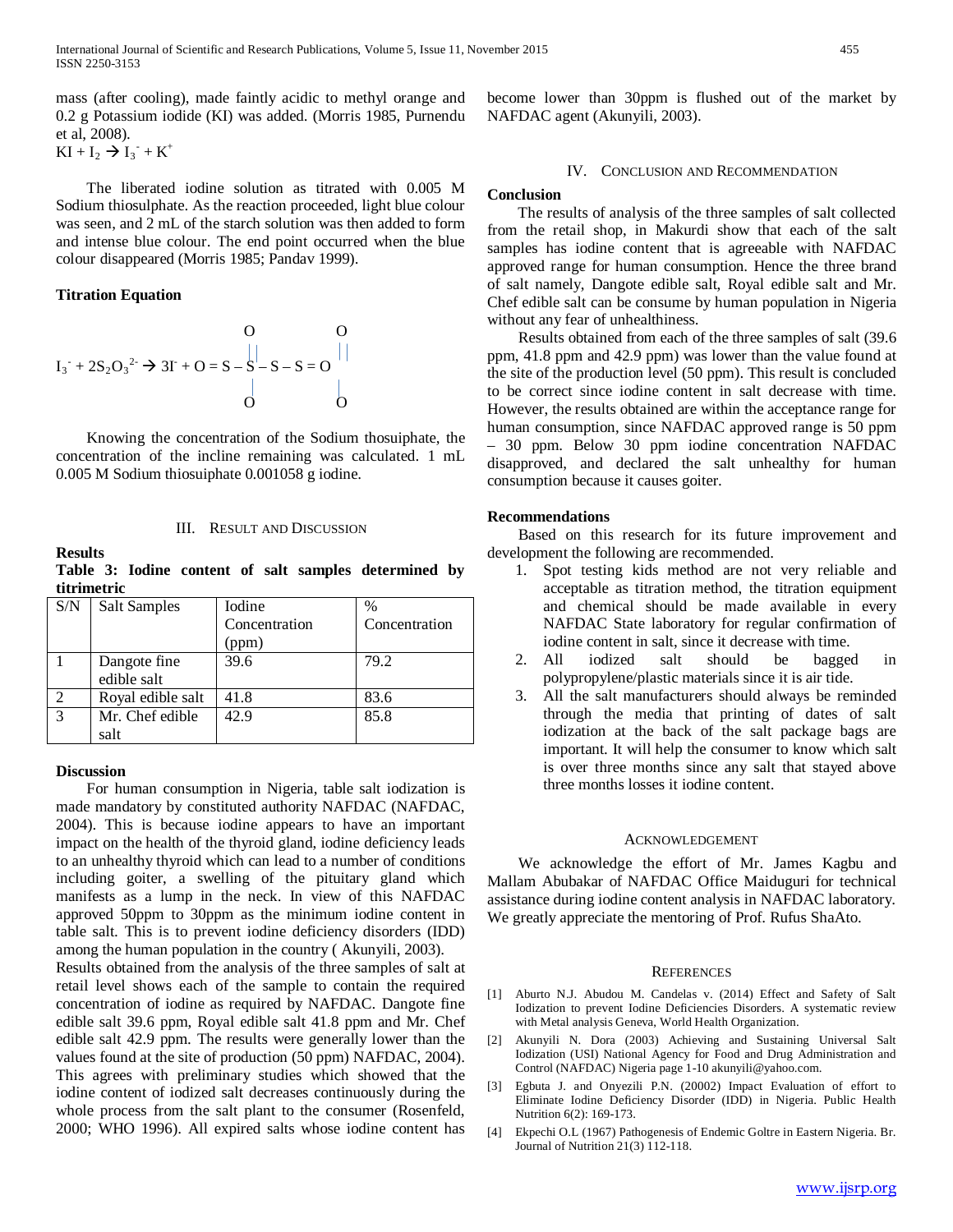mass (after cooling), made faintly acidic to methyl orange and 0.2 g Potassium iodide (KI) was added. (Morris 1985, Purnendu et al, 2008).

$KI + I_2 \rightarrow I_3^- + K^+$

The liberated iodine solution as titrated with 0.005 M Sodium thiosulphate. As the reaction proceeded, light blue colour was seen, and 2 mL of the starch solution was then added to form and intense blue colour. The end point occurred when the blue colour disappeared (Morris 1985; Pandav 1999).

**Titration Equation**

$$I_3^- + 2S_2O_3^{2-} \rightarrow 3I^- + O=S(=O)(-O)-S-S(=O)(-O)=O$$

Knowing the concentration of the Sodium thosuiphate, the concentration of the incline remaining was calculated. 1 mL 0.005 M Sodium thiosuiphate 0.001058 g iodine.

## III. Result and Discussion

**Results**

**Table 3: Iodine content of salt samples determined by titrimetric**

| S/N | Salt Samples | Iodine Concentration (ppm) | % Concentration |
|---|---|---|---|
| 1 | Dangote fine edible salt | 39.6 | 79.2 |
| 2 | Royal edible salt | 41.8 | 83.6 |
| 3 | Mr. Chef edible salt | 42.9 | 85.8 |

**Discussion**

For human consumption in Nigeria, table salt iodization is made mandatory by constituted authority NAFDAC (NAFDAC, 2004). This is because iodine appears to have an important impact on the health of the thyroid gland, iodine deficiency leads to an unhealthy thyroid which can lead to a number of conditions including goiter, a swelling of the pituitary gland which manifests as a lump in the neck. In view of this NAFDAC approved 50ppm to 30ppm as the minimum iodine content in table salt. This is to prevent iodine deficiency disorders (IDD) among the human population in the country ( Akunyili, 2003).

Results obtained from the analysis of the three samples of salt at retail level shows each of the sample to contain the required concentration of iodine as required by NAFDAC. Dangote fine edible salt 39.6 ppm, Royal edible salt 41.8 ppm and Mr. Chef edible salt 42.9 ppm. The results were generally lower than the values found at the site of production (50 ppm) NAFDAC, 2004). This agrees with preliminary studies which showed that the iodine content of iodized salt decreases continuously during the whole process from the salt plant to the consumer (Rosenfeld, 2000; WHO 1996). All expired salts whose iodine content has become lower than 30ppm is flushed out of the market by NAFDAC agent (Akunyili, 2003).

## IV. Conclusion and Recommendation

**Conclusion**

The results of analysis of the three samples of salt collected from the retail shop, in Makurdi show that each of the salt samples has iodine content that is agreeable with NAFDAC approved range for human consumption. Hence the three brand of salt namely, Dangote edible salt, Royal edible salt and Mr. Chef edible salt can be consume by human population in Nigeria without any fear of unhealthiness.

Results obtained from each of the three samples of salt (39.6 ppm, 41.8 ppm and 42.9 ppm) was lower than the value found at the site of the production level (50 ppm). This result is concluded to be correct since iodine content in salt decrease with time. However, the results obtained are within the acceptance range for human consumption, since NAFDAC approved range is 50 ppm – 30 ppm. Below 30 ppm iodine concentration NAFDAC disapproved, and declared the salt unhealthy for human consumption because it causes goiter.

**Recommendations**

Based on this research for its future improvement and development the following are recommended.

1. Spot testing kids method are not very reliable and acceptable as titration method, the titration equipment and chemical should be made available in every NAFDAC State laboratory for regular confirmation of iodine content in salt, since it decrease with time.
2. All iodized salt should be bagged in polypropylene/plastic materials since it is air tide.
3. All the salt manufacturers should always be reminded through the media that printing of dates of salt iodization at the back of the salt package bags are important. It will help the consumer to know which salt is over three months since any salt that stayed above three months losses it iodine content.

## Acknowledgement

We acknowledge the effort of Mr. James Kagbu and Mallam Abubakar of NAFDAC Office Maiduguri for technical assistance during iodine content analysis in NAFDAC laboratory. We greatly appreciate the mentoring of Prof. Rufus ShaAto.

## References

[1] Aburto N.J. Abudou M. Candelas v. (2014) Effect and Safety of Salt Iodization to prevent Iodine Deficiencies Disorders. A systematic review with Metal analysis Geneva, World Health Organization.

[2] Akunyili N. Dora (2003) Achieving and Sustaining Universal Salt Iodization (USI) National Agency for Food and Drug Administration and Control (NAFDAC) Nigeria page 1-10 akunyili@yahoo.com.

[3] Egbuta J. and Onyezili P.N. (20002) Impact Evaluation of effort to Eliminate Iodine Deficiency Disorder (IDD) in Nigeria. Public Health Nutrition 6(2): 169-173.

[4] Ekpechi O.L (1967) Pathogenesis of Endemic Goltre in Eastern Nigeria. Br. Journal of Nutrition 21(3) 112-118.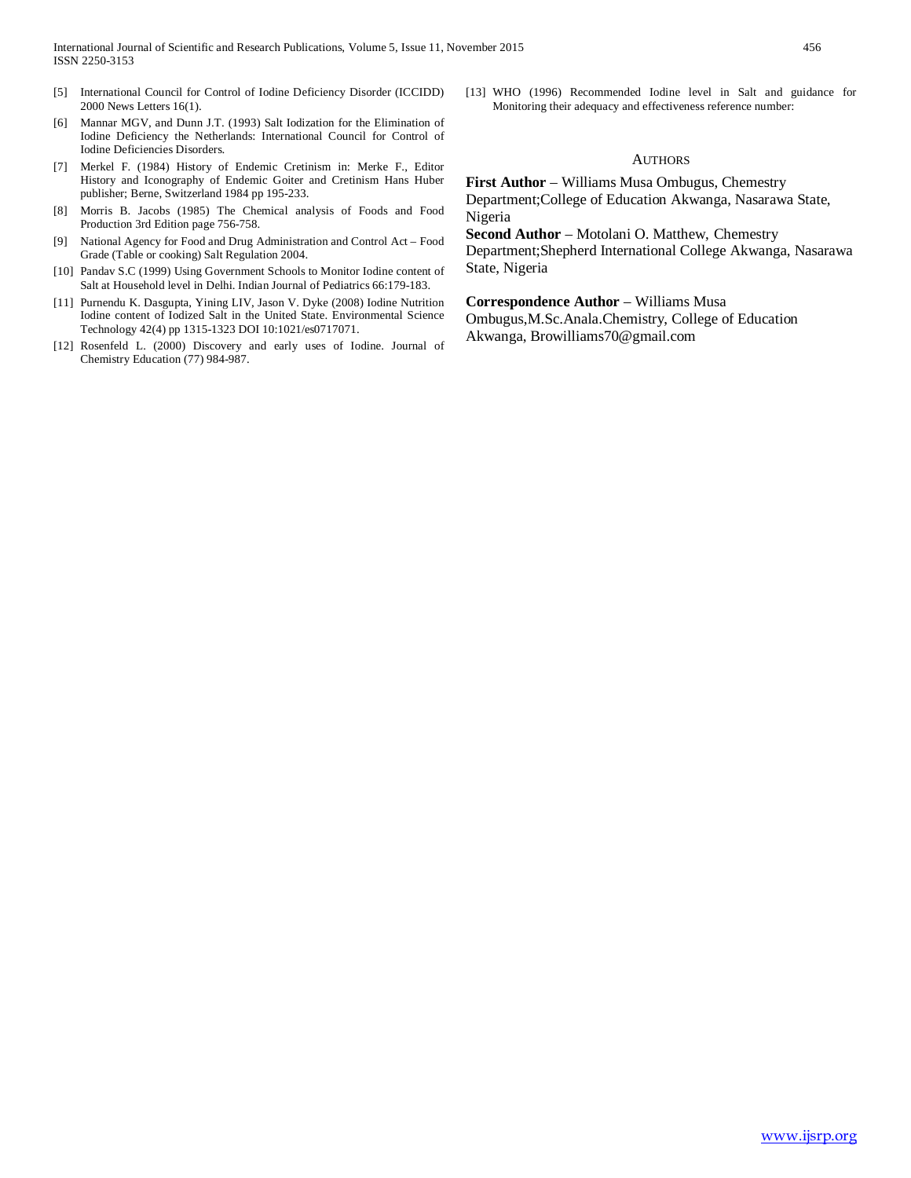[5] International Council for Control of Iodine Deficiency Disorder (ICCIDD) 2000 News Letters 16(1).

[6] Mannar MGV, and Dunn J.T. (1993) Salt Iodization for the Elimination of Iodine Deficiency the Netherlands: International Council for Control of Iodine Deficiencies Disorders.

[7] Merkel F. (1984) History of Endemic Cretinism in: Merke F., Editor History and Iconography of Endemic Goiter and Cretinism Hans Huber publisher; Berne, Switzerland 1984 pp 195-233.

[8] Morris B. Jacobs (1985) The Chemical analysis of Foods and Food Production 3rd Edition page 756-758.

[9] National Agency for Food and Drug Administration and Control Act – Food Grade (Table or cooking) Salt Regulation 2004.

[10] Pandav S.C (1999) Using Government Schools to Monitor Iodine content of Salt at Household level in Delhi. Indian Journal of Pediatrics 66:179-183.

[11] Purnendu K. Dasgupta, Yining LIV, Jason V. Dyke (2008) Iodine Nutrition Iodine content of Iodized Salt in the United State. Environmental Science Technology 42(4) pp 1315-1323 DOI 10:1021/es0717071.

[12] Rosenfeld L. (2000) Discovery and early uses of Iodine. Journal of Chemistry Education (77) 984-987.

[13] WHO (1996) Recommended Iodine level in Salt and guidance for Monitoring their adequacy and effectiveness reference number:

## AUTHORS

**First Author** – Williams Musa Ombugus, Chemestry Department;College of Education Akwanga, Nasarawa State, Nigeria

**Second Author** – Motolani O. Matthew, Chemestry Department;Shepherd International College Akwanga, Nasarawa State, Nigeria

**Correspondence Author** – Williams Musa Ombugus,M.Sc.Anala.Chemistry, College of Education Akwanga, Browilliams70@gmail.com